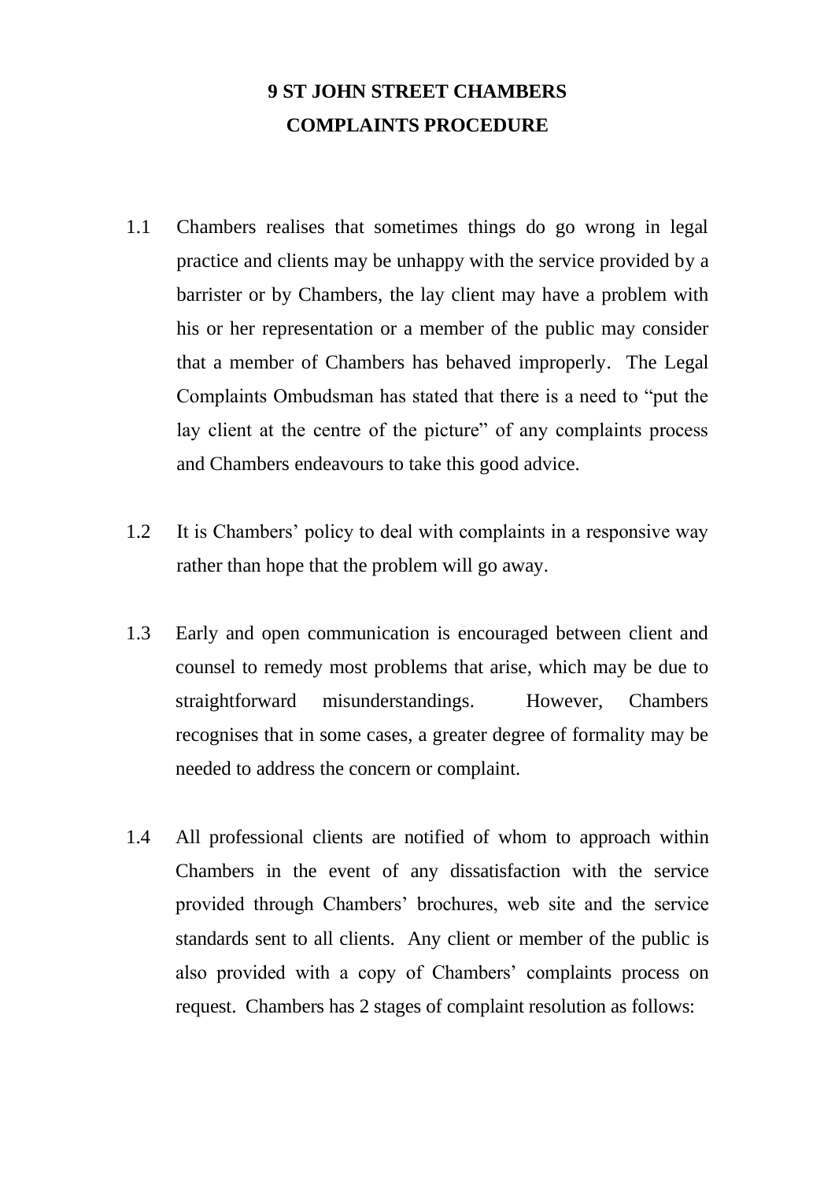# 9 ST JOHN STREET CHAMBERS
# COMPLAINTS PROCEDURE

1.1 Chambers realises that sometimes things do go wrong in legal practice and clients may be unhappy with the service provided by a barrister or by Chambers, the lay client may have a problem with his or her representation or a member of the public may consider that a member of Chambers has behaved improperly. The Legal Complaints Ombudsman has stated that there is a need to "put the lay client at the centre of the picture" of any complaints process and Chambers endeavours to take this good advice.

1.2 It is Chambers' policy to deal with complaints in a responsive way rather than hope that the problem will go away.

1.3 Early and open communication is encouraged between client and counsel to remedy most problems that arise, which may be due to straightforward misunderstandings. However, Chambers recognises that in some cases, a greater degree of formality may be needed to address the concern or complaint.

1.4 All professional clients are notified of whom to approach within Chambers in the event of any dissatisfaction with the service provided through Chambers' brochures, web site and the service standards sent to all clients. Any client or member of the public is also provided with a copy of Chambers' complaints process on request. Chambers has 2 stages of complaint resolution as follows: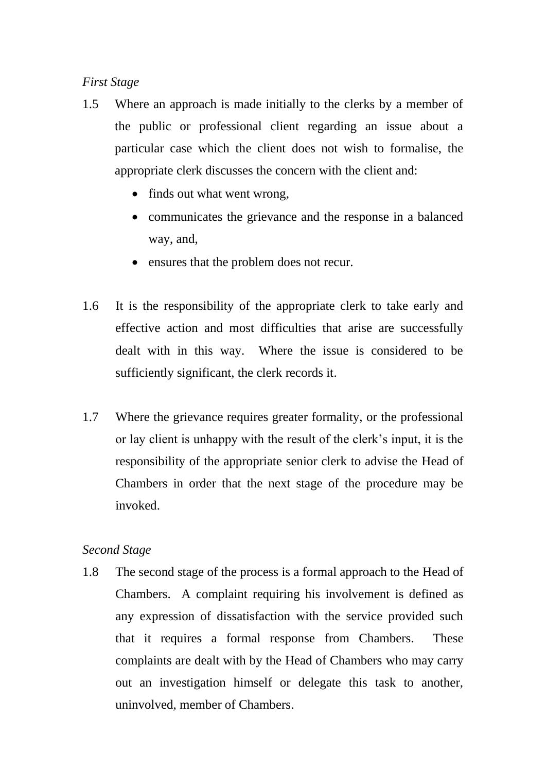*First Stage*

1.5 Where an approach is made initially to the clerks by a member of the public or professional client regarding an issue about a particular case which the client does not wish to formalise, the appropriate clerk discusses the concern with the client and:

- finds out what went wrong,
- communicates the grievance and the response in a balanced way, and,
- ensures that the problem does not recur.

1.6 It is the responsibility of the appropriate clerk to take early and effective action and most difficulties that arise are successfully dealt with in this way. Where the issue is considered to be sufficiently significant, the clerk records it.

1.7 Where the grievance requires greater formality, or the professional or lay client is unhappy with the result of the clerk's input, it is the responsibility of the appropriate senior clerk to advise the Head of Chambers in order that the next stage of the procedure may be invoked.

*Second Stage*

1.8 The second stage of the process is a formal approach to the Head of Chambers. A complaint requiring his involvement is defined as any expression of dissatisfaction with the service provided such that it requires a formal response from Chambers. These complaints are dealt with by the Head of Chambers who may carry out an investigation himself or delegate this task to another, uninvolved, member of Chambers.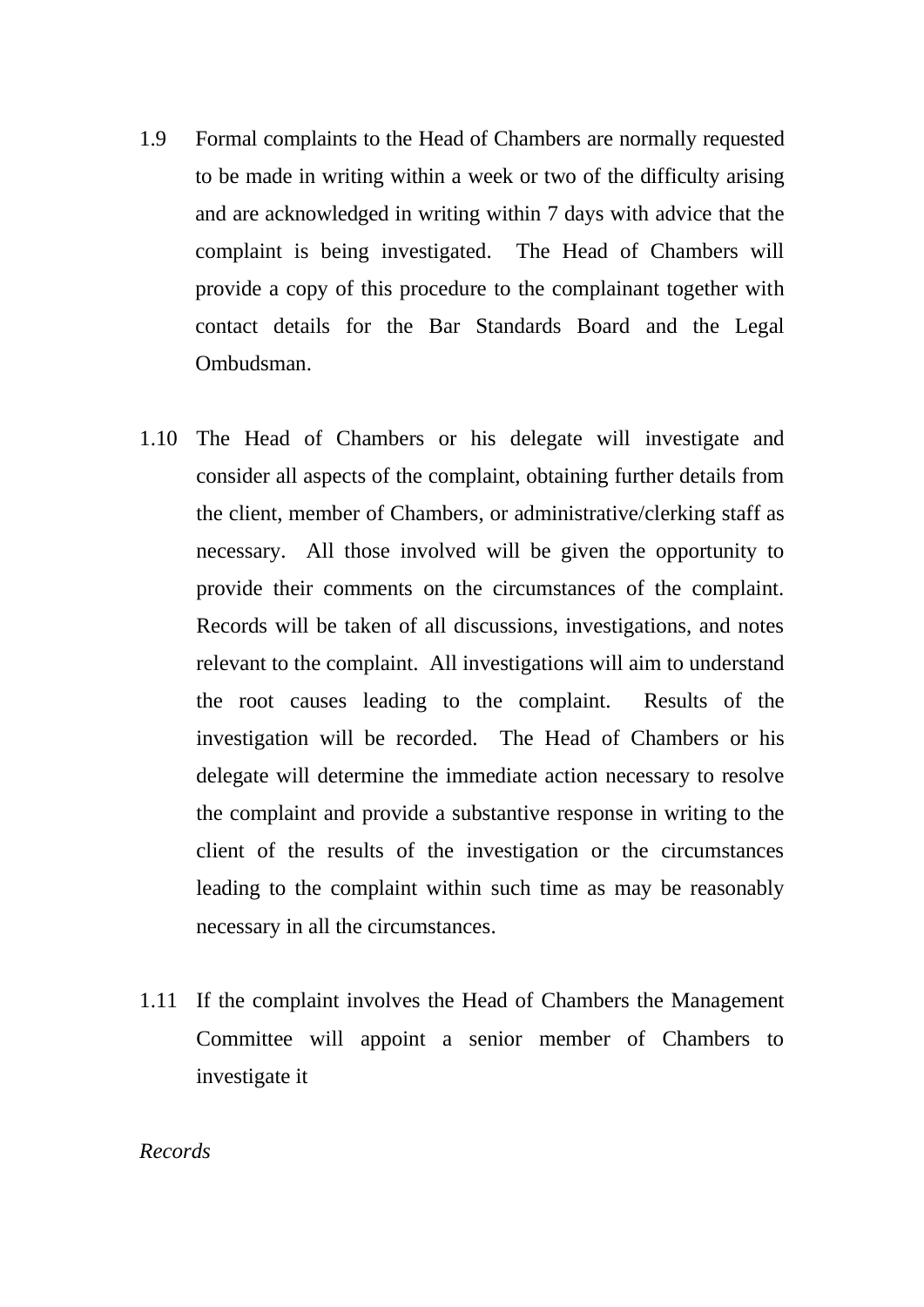1.9 Formal complaints to the Head of Chambers are normally requested to be made in writing within a week or two of the difficulty arising and are acknowledged in writing within 7 days with advice that the complaint is being investigated. The Head of Chambers will provide a copy of this procedure to the complainant together with contact details for the Bar Standards Board and the Legal Ombudsman.

1.10 The Head of Chambers or his delegate will investigate and consider all aspects of the complaint, obtaining further details from the client, member of Chambers, or administrative/clerking staff as necessary. All those involved will be given the opportunity to provide their comments on the circumstances of the complaint. Records will be taken of all discussions, investigations, and notes relevant to the complaint. All investigations will aim to understand the root causes leading to the complaint. Results of the investigation will be recorded. The Head of Chambers or his delegate will determine the immediate action necessary to resolve the complaint and provide a substantive response in writing to the client of the results of the investigation or the circumstances leading to the complaint within such time as may be reasonably necessary in all the circumstances.

1.11 If the complaint involves the Head of Chambers the Management Committee will appoint a senior member of Chambers to investigate it

*Records*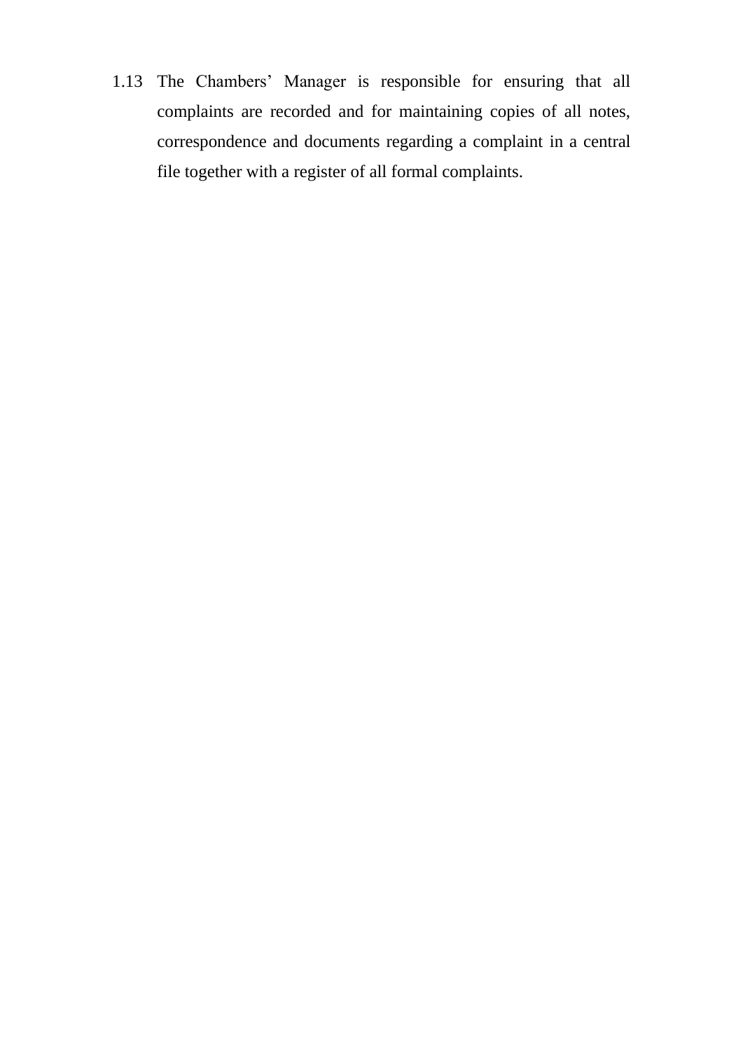1.13 The Chambers' Manager is responsible for ensuring that all complaints are recorded and for maintaining copies of all notes, correspondence and documents regarding a complaint in a central file together with a register of all formal complaints.